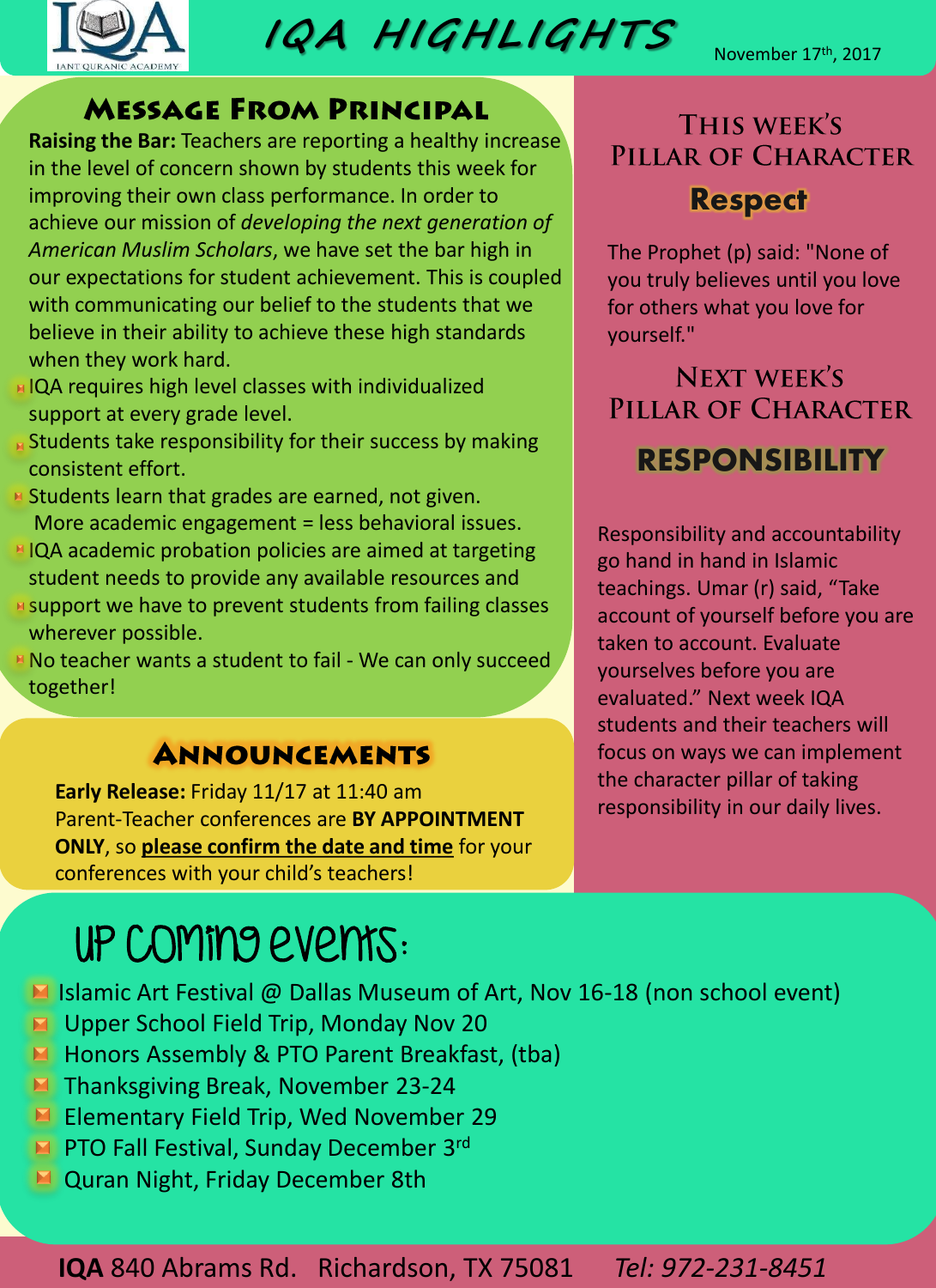# IQA HIGHLIGHTS

IANT QURANIC ACADEMY

November 17th, 2017

## Message From Principal

**Raising the Bar:** Teachers are reporting a healthy increase in the level of concern shown by students this week for improving their own class performance. In order to achieve our mission of *developing the next generation of American Muslim Scholars*, we have set the bar high in our expectations for student achievement. This is coupled with communicating our belief to the students that we believe in their ability to achieve these high standards when they work hard.

- IQA requires high level classes with individualized support at every grade level.
- Students take responsibility for their success by making consistent effort.
- Students learn that grades are earned, not given. More academic engagement = less behavioral issues.
- IQA academic probation policies are aimed at targeting student needs to provide any available resources and support we have to prevent students from failing classes wherever possible.
- No teacher wants a student to fail - We can only succeed together!

## Announcements

**Early Release:** Friday 11/17 at 11:40 am

Parent-Teacher conferences are **BY APPOINTMENT ONLY**, so **please confirm the date and time** for your conferences with your child's teachers!

## This week's Pillar of Character

### Respect

The Prophet (p) said: "None of you truly believes until you love for others what you love for yourself."

## Next week's Pillar of Character

### RESPONSIBILITY

Responsibility and accountability go hand in hand in Islamic teachings. Umar (r) said, "Take account of yourself before you are taken to account. Evaluate yourselves before you are evaluated." Next week IQA students and their teachers will focus on ways we can implement the character pillar of taking responsibility in our daily lives.

## Up coming events:

- Islamic Art Festival @ Dallas Museum of Art, Nov 16-18 (non school event)
- Upper School Field Trip, Monday Nov 20
- Honors Assembly & PTO Parent Breakfast, (tba)
- Thanksgiving Break, November 23-24
- Elementary Field Trip, Wed November 29
- PTO Fall Festival, Sunday December 3rd
- Quran Night, Friday December 8th

**IQA** 840 Abrams Rd. Richardson, TX 75081 *Tel: 972-231-8451*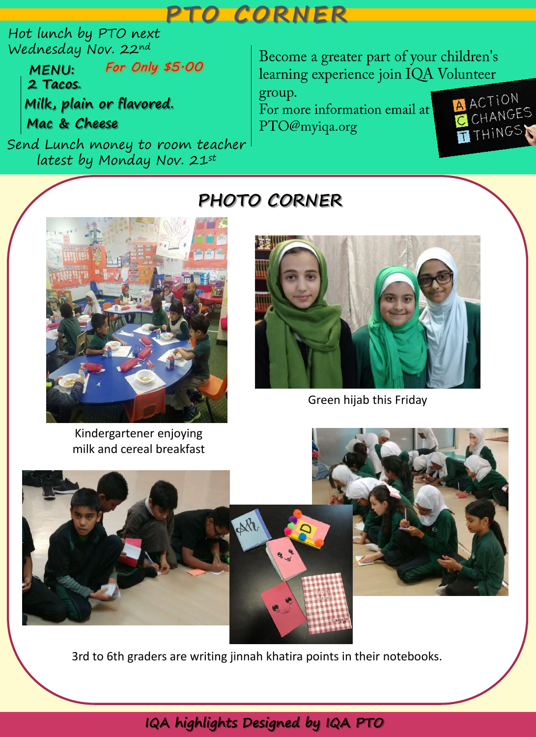# PTO CORNER

Hot lunch by PTO next Wednesday Nov. 22nd

**MENU:** *For Only $5.00*

- **2 Tacos.**
- **Milk, plain or flavored.**
- **Mac & Cheese**

Send Lunch money to room teacher latest by Monday Nov. 21st

Become a greater part of your children's learning experience join IQA Volunteer group.
For more information email at PTO@myiqa.org

## PHOTO CORNER

Kindergartener enjoying milk and cereal breakfast

Green hijab this Friday

3rd to 6th graders are writing jinnah khatira points in their notebooks.

**IQA highlights Designed by IQA PTO**